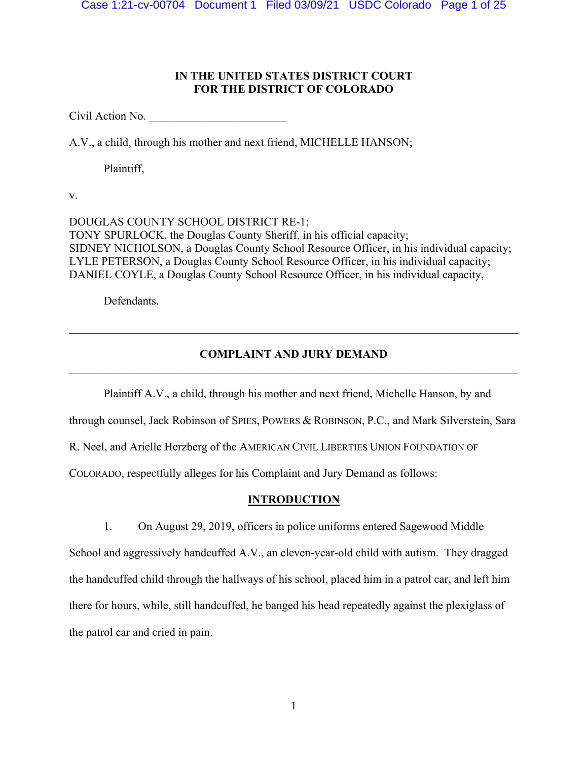**IN THE UNITED STATES DISTRICT COURT**
**FOR THE DISTRICT OF COLORADO**

Civil Action No. ________________________

A.V., a child, through his mother and next friend, MICHELLE HANSON;

Plaintiff,

v.

DOUGLAS COUNTY SCHOOL DISTRICT RE-1;
TONY SPURLOCK, the Douglas County Sheriff, in his official capacity;
SIDNEY NICHOLSON, a Douglas County School Resource Officer, in his individual capacity;
LYLE PETERSON, a Douglas County School Resource Officer, in his individual capacity;
DANIEL COYLE, a Douglas County School Resource Officer, in his individual capacity,

Defendants.

---

**COMPLAINT AND JURY DEMAND**

---

Plaintiff A.V., a child, through his mother and next friend, Michelle Hanson, by and through counsel, Jack Robinson of SPIES, POWERS & ROBINSON, P.C., and Mark Silverstein, Sara R. Neel, and Arielle Herzberg of the AMERICAN CIVIL LIBERTIES UNION FOUNDATION OF COLORADO, respectfully alleges for his Complaint and Jury Demand as follows:

## INTRODUCTION

1. On August 29, 2019, officers in police uniforms entered Sagewood Middle School and aggressively handcuffed A.V., an eleven-year-old child with autism. They dragged the handcuffed child through the hallways of his school, placed him in a patrol car, and left him there for hours, while, still handcuffed, he banged his head repeatedly against the plexiglass of the patrol car and cried in pain.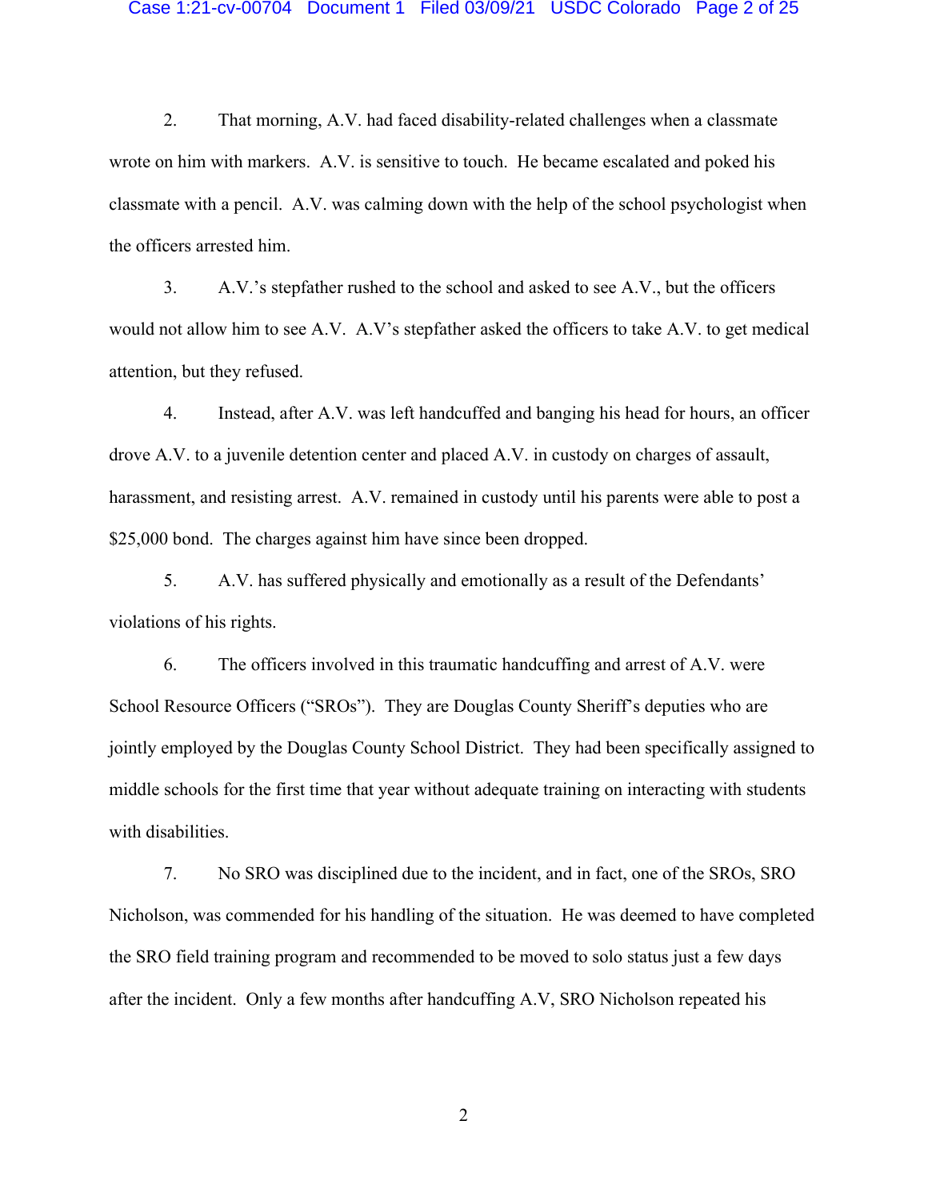2. That morning, A.V. had faced disability-related challenges when a classmate wrote on him with markers. A.V. is sensitive to touch. He became escalated and poked his classmate with a pencil. A.V. was calming down with the help of the school psychologist when the officers arrested him.

3. A.V.'s stepfather rushed to the school and asked to see A.V., but the officers would not allow him to see A.V. A.V's stepfather asked the officers to take A.V. to get medical attention, but they refused.

4. Instead, after A.V. was left handcuffed and banging his head for hours, an officer drove A.V. to a juvenile detention center and placed A.V. in custody on charges of assault, harassment, and resisting arrest. A.V. remained in custody until his parents were able to post a $25,000 bond. The charges against him have since been dropped.

5. A.V. has suffered physically and emotionally as a result of the Defendants' violations of his rights.

6. The officers involved in this traumatic handcuffing and arrest of A.V. were School Resource Officers ("SROs"). They are Douglas County Sheriff's deputies who are jointly employed by the Douglas County School District. They had been specifically assigned to middle schools for the first time that year without adequate training on interacting with students with disabilities.

7. No SRO was disciplined due to the incident, and in fact, one of the SROs, SRO Nicholson, was commended for his handling of the situation. He was deemed to have completed the SRO field training program and recommended to be moved to solo status just a few days after the incident. Only a few months after handcuffing A.V, SRO Nicholson repeated his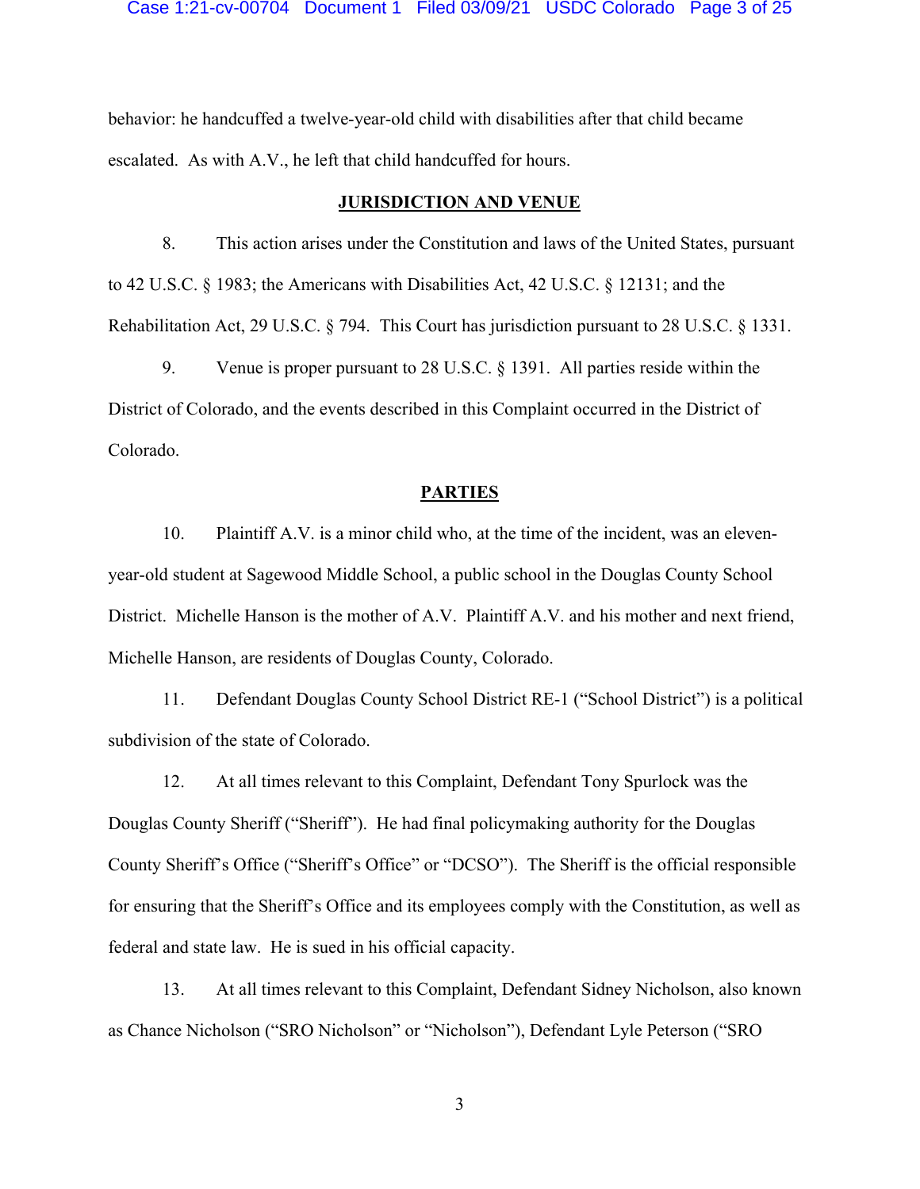behavior: he handcuffed a twelve-year-old child with disabilities after that child became escalated. As with A.V., he left that child handcuffed for hours.

## **JURISDICTION AND VENUE**

8. This action arises under the Constitution and laws of the United States, pursuant to 42 U.S.C. § 1983; the Americans with Disabilities Act, 42 U.S.C. § 12131; and the Rehabilitation Act, 29 U.S.C. § 794. This Court has jurisdiction pursuant to 28 U.S.C. § 1331.

9. Venue is proper pursuant to 28 U.S.C. § 1391. All parties reside within the District of Colorado, and the events described in this Complaint occurred in the District of Colorado.

## **PARTIES**

10. Plaintiff A.V. is a minor child who, at the time of the incident, was an eleven-year-old student at Sagewood Middle School, a public school in the Douglas County School District. Michelle Hanson is the mother of A.V. Plaintiff A.V. and his mother and next friend, Michelle Hanson, are residents of Douglas County, Colorado.

11. Defendant Douglas County School District RE-1 ("School District") is a political subdivision of the state of Colorado.

12. At all times relevant to this Complaint, Defendant Tony Spurlock was the Douglas County Sheriff ("Sheriff"). He had final policymaking authority for the Douglas County Sheriff's Office ("Sheriff's Office" or "DCSO"). The Sheriff is the official responsible for ensuring that the Sheriff's Office and its employees comply with the Constitution, as well as federal and state law. He is sued in his official capacity.

13. At all times relevant to this Complaint, Defendant Sidney Nicholson, also known as Chance Nicholson ("SRO Nicholson" or "Nicholson"), Defendant Lyle Peterson ("SRO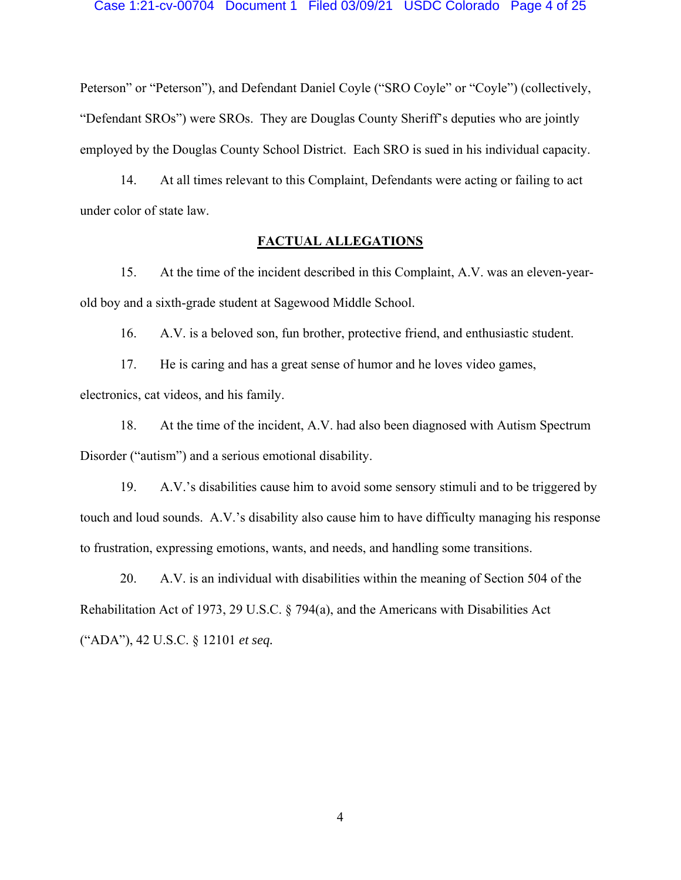Peterson" or "Peterson"), and Defendant Daniel Coyle ("SRO Coyle" or "Coyle") (collectively, "Defendant SROs") were SROs. They are Douglas County Sheriff's deputies who are jointly employed by the Douglas County School District. Each SRO is sued in his individual capacity.

14. At all times relevant to this Complaint, Defendants were acting or failing to act under color of state law.

## FACTUAL ALLEGATIONS

15. At the time of the incident described in this Complaint, A.V. was an eleven-year-old boy and a sixth-grade student at Sagewood Middle School.

16. A.V. is a beloved son, fun brother, protective friend, and enthusiastic student.

17. He is caring and has a great sense of humor and he loves video games, electronics, cat videos, and his family.

18. At the time of the incident, A.V. had also been diagnosed with Autism Spectrum Disorder ("autism") and a serious emotional disability.

19. A.V.'s disabilities cause him to avoid some sensory stimuli and to be triggered by touch and loud sounds. A.V.'s disability also cause him to have difficulty managing his response to frustration, expressing emotions, wants, and needs, and handling some transitions.

20. A.V. is an individual with disabilities within the meaning of Section 504 of the Rehabilitation Act of 1973, 29 U.S.C. § 794(a), and the Americans with Disabilities Act ("ADA"), 42 U.S.C. § 12101 *et seq.*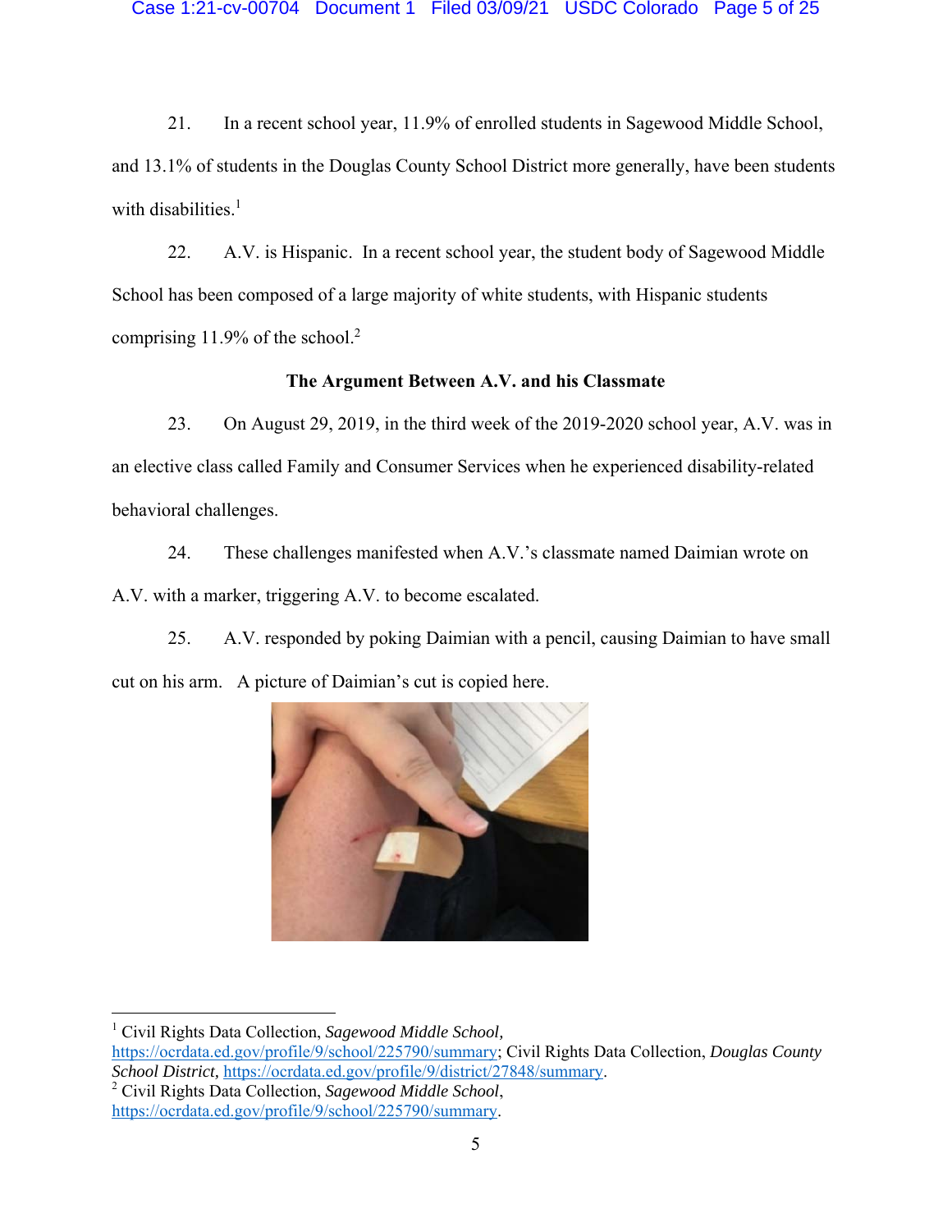21. In a recent school year, 11.9% of enrolled students in Sagewood Middle School, and 13.1% of students in the Douglas County School District more generally, have been students with disabilities.[1]

22. A.V. is Hispanic. In a recent school year, the student body of Sagewood Middle School has been composed of a large majority of white students, with Hispanic students comprising 11.9% of the school.[2]

**The Argument Between A.V. and his Classmate**

23. On August 29, 2019, in the third week of the 2019-2020 school year, A.V. was in an elective class called Family and Consumer Services when he experienced disability-related behavioral challenges.

24. These challenges manifested when A.V.'s classmate named Daimian wrote on A.V. with a marker, triggering A.V. to become escalated.

25. A.V. responded by poking Daimian with a pencil, causing Daimian to have small cut on his arm. A picture of Daimian's cut is copied here.

---

[1] Civil Rights Data Collection, *Sagewood Middle School*, https://ocrdata.ed.gov/profile/9/school/225790/summary; Civil Rights Data Collection, *Douglas County School District*, https://ocrdata.ed.gov/profile/9/district/27848/summary.

[2] Civil Rights Data Collection, *Sagewood Middle School*, https://ocrdata.ed.gov/profile/9/school/225790/summary.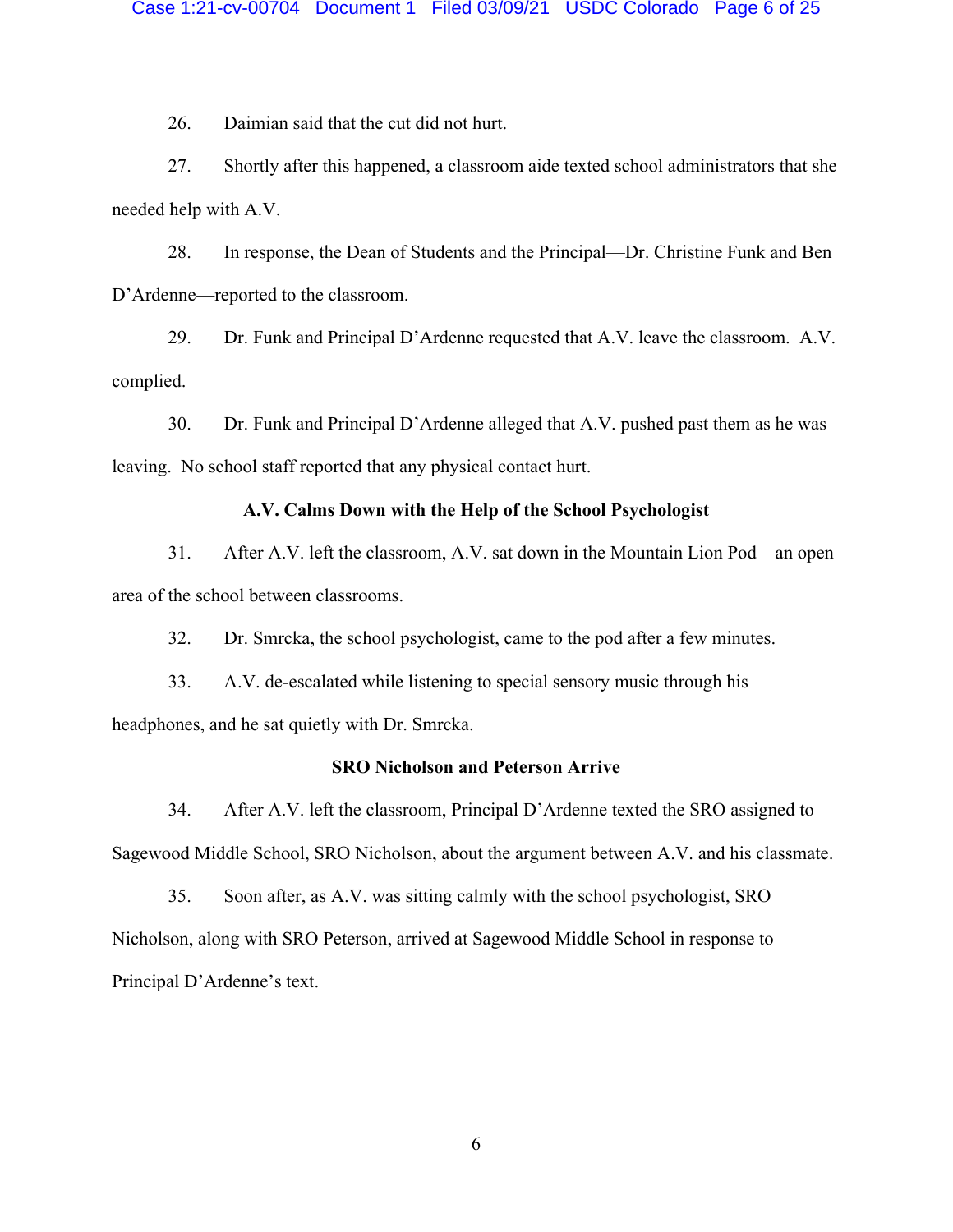26. Daimian said that the cut did not hurt.

27. Shortly after this happened, a classroom aide texted school administrators that she needed help with A.V.

28. In response, the Dean of Students and the Principal—Dr. Christine Funk and Ben D'Ardenne—reported to the classroom.

29. Dr. Funk and Principal D'Ardenne requested that A.V. leave the classroom. A.V. complied.

30. Dr. Funk and Principal D'Ardenne alleged that A.V. pushed past them as he was leaving. No school staff reported that any physical contact hurt.

**A.V. Calms Down with the Help of the School Psychologist**

31. After A.V. left the classroom, A.V. sat down in the Mountain Lion Pod—an open area of the school between classrooms.

32. Dr. Smrcka, the school psychologist, came to the pod after a few minutes.

33. A.V. de-escalated while listening to special sensory music through his headphones, and he sat quietly with Dr. Smrcka.

**SRO Nicholson and Peterson Arrive**

34. After A.V. left the classroom, Principal D'Ardenne texted the SRO assigned to Sagewood Middle School, SRO Nicholson, about the argument between A.V. and his classmate.

35. Soon after, as A.V. was sitting calmly with the school psychologist, SRO Nicholson, along with SRO Peterson, arrived at Sagewood Middle School in response to Principal D'Ardenne's text.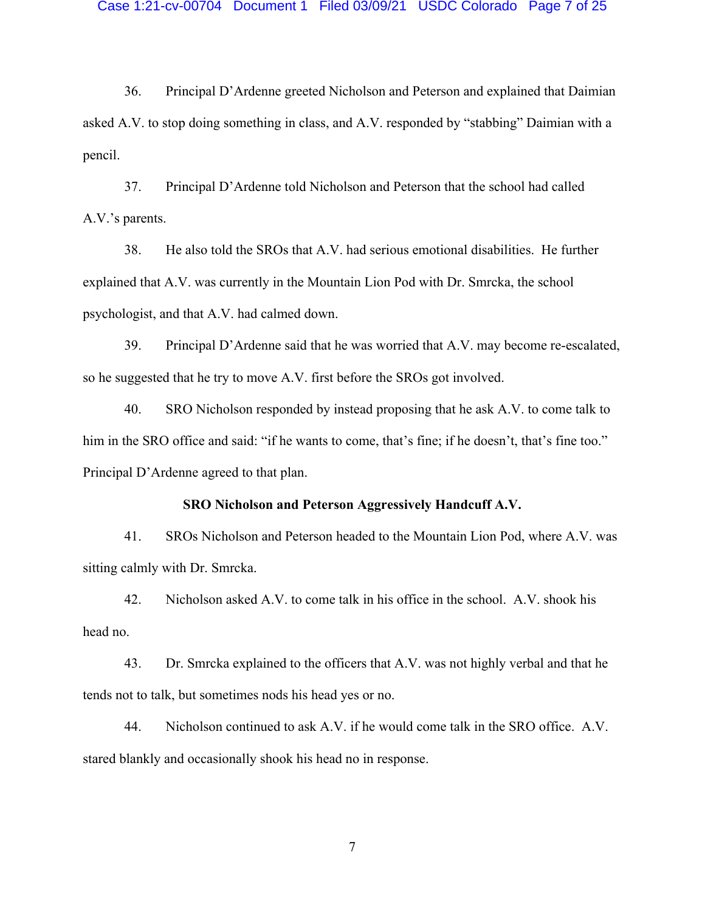36. Principal D'Ardenne greeted Nicholson and Peterson and explained that Daimian asked A.V. to stop doing something in class, and A.V. responded by "stabbing" Daimian with a pencil.

37. Principal D'Ardenne told Nicholson and Peterson that the school had called A.V.'s parents.

38. He also told the SROs that A.V. had serious emotional disabilities. He further explained that A.V. was currently in the Mountain Lion Pod with Dr. Smrcka, the school psychologist, and that A.V. had calmed down.

39. Principal D'Ardenne said that he was worried that A.V. may become re-escalated, so he suggested that he try to move A.V. first before the SROs got involved.

40. SRO Nicholson responded by instead proposing that he ask A.V. to come talk to him in the SRO office and said: "if he wants to come, that's fine; if he doesn't, that's fine too." Principal D'Ardenne agreed to that plan.

**SRO Nicholson and Peterson Aggressively Handcuff A.V.**

41. SROs Nicholson and Peterson headed to the Mountain Lion Pod, where A.V. was sitting calmly with Dr. Smrcka.

42. Nicholson asked A.V. to come talk in his office in the school. A.V. shook his head no.

43. Dr. Smrcka explained to the officers that A.V. was not highly verbal and that he tends not to talk, but sometimes nods his head yes or no.

44. Nicholson continued to ask A.V. if he would come talk in the SRO office. A.V. stared blankly and occasionally shook his head no in response.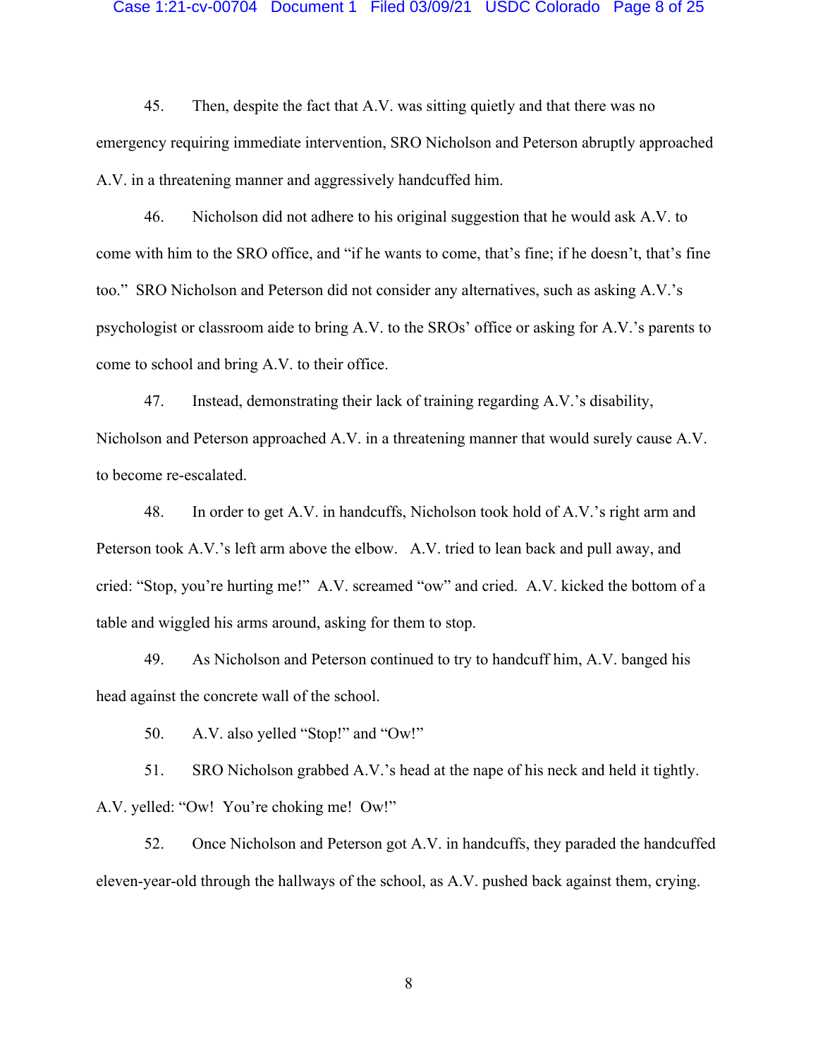45. Then, despite the fact that A.V. was sitting quietly and that there was no emergency requiring immediate intervention, SRO Nicholson and Peterson abruptly approached A.V. in a threatening manner and aggressively handcuffed him.

46. Nicholson did not adhere to his original suggestion that he would ask A.V. to come with him to the SRO office, and "if he wants to come, that's fine; if he doesn't, that's fine too." SRO Nicholson and Peterson did not consider any alternatives, such as asking A.V.'s psychologist or classroom aide to bring A.V. to the SROs' office or asking for A.V.'s parents to come to school and bring A.V. to their office.

47. Instead, demonstrating their lack of training regarding A.V.'s disability, Nicholson and Peterson approached A.V. in a threatening manner that would surely cause A.V. to become re-escalated.

48. In order to get A.V. in handcuffs, Nicholson took hold of A.V.'s right arm and Peterson took A.V.'s left arm above the elbow. A.V. tried to lean back and pull away, and cried: "Stop, you're hurting me!" A.V. screamed "ow" and cried. A.V. kicked the bottom of a table and wiggled his arms around, asking for them to stop.

49. As Nicholson and Peterson continued to try to handcuff him, A.V. banged his head against the concrete wall of the school.

50. A.V. also yelled "Stop!" and "Ow!"

51. SRO Nicholson grabbed A.V.'s head at the nape of his neck and held it tightly. A.V. yelled: "Ow! You're choking me! Ow!"

52. Once Nicholson and Peterson got A.V. in handcuffs, they paraded the handcuffed eleven-year-old through the hallways of the school, as A.V. pushed back against them, crying.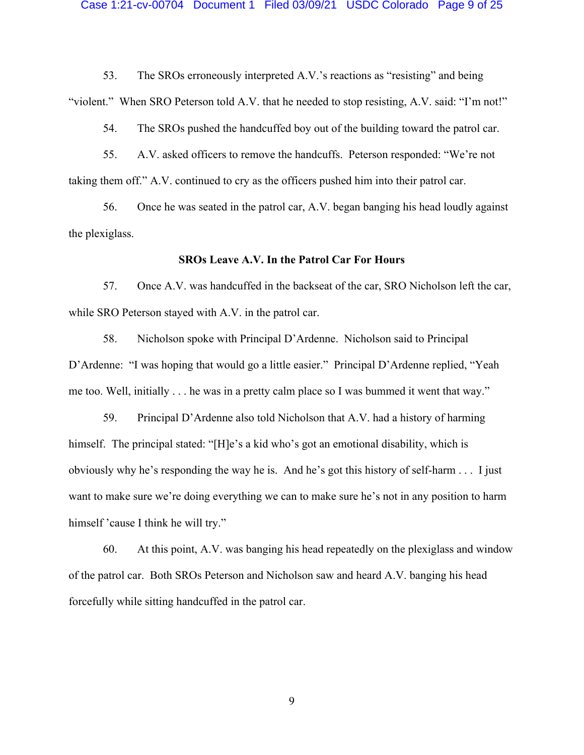53. The SROs erroneously interpreted A.V.'s reactions as "resisting" and being "violent." When SRO Peterson told A.V. that he needed to stop resisting, A.V. said: "I'm not!"

54. The SROs pushed the handcuffed boy out of the building toward the patrol car.

55. A.V. asked officers to remove the handcuffs. Peterson responded: "We're not taking them off." A.V. continued to cry as the officers pushed him into their patrol car.

56. Once he was seated in the patrol car, A.V. began banging his head loudly against the plexiglass.

**SROs Leave A.V. In the Patrol Car For Hours**

57. Once A.V. was handcuffed in the backseat of the car, SRO Nicholson left the car, while SRO Peterson stayed with A.V. in the patrol car.

58. Nicholson spoke with Principal D'Ardenne. Nicholson said to Principal D'Ardenne: "I was hoping that would go a little easier." Principal D'Ardenne replied, "Yeah me too. Well, initially . . . he was in a pretty calm place so I was bummed it went that way."

59. Principal D'Ardenne also told Nicholson that A.V. had a history of harming himself. The principal stated: "[H]e's a kid who's got an emotional disability, which is obviously why he's responding the way he is. And he's got this history of self-harm . . . I just want to make sure we're doing everything we can to make sure he's not in any position to harm himself 'cause I think he will try."

60. At this point, A.V. was banging his head repeatedly on the plexiglass and window of the patrol car. Both SROs Peterson and Nicholson saw and heard A.V. banging his head forcefully while sitting handcuffed in the patrol car.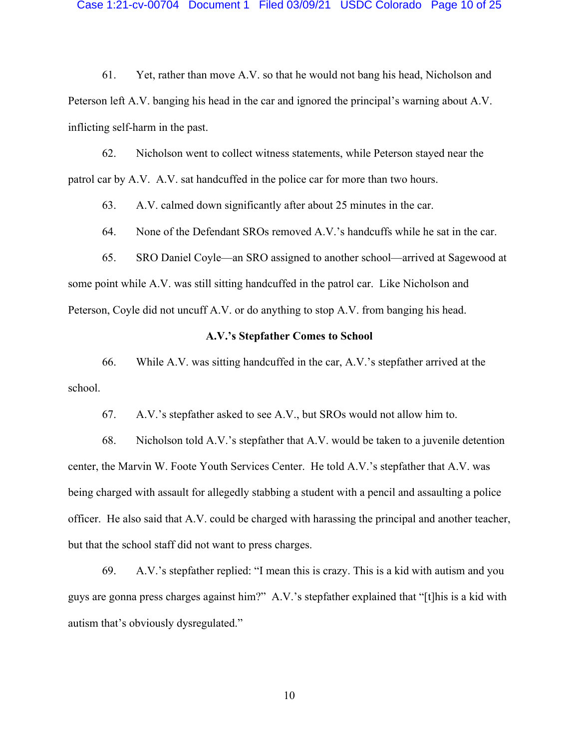61. Yet, rather than move A.V. so that he would not bang his head, Nicholson and Peterson left A.V. banging his head in the car and ignored the principal's warning about A.V. inflicting self-harm in the past.

62. Nicholson went to collect witness statements, while Peterson stayed near the patrol car by A.V. A.V. sat handcuffed in the police car for more than two hours.

63. A.V. calmed down significantly after about 25 minutes in the car.

64. None of the Defendant SROs removed A.V.'s handcuffs while he sat in the car.

65. SRO Daniel Coyle—an SRO assigned to another school—arrived at Sagewood at some point while A.V. was still sitting handcuffed in the patrol car. Like Nicholson and Peterson, Coyle did not uncuff A.V. or do anything to stop A.V. from banging his head.

**A.V.'s Stepfather Comes to School**

66. While A.V. was sitting handcuffed in the car, A.V.'s stepfather arrived at the school.

67. A.V.'s stepfather asked to see A.V., but SROs would not allow him to.

68. Nicholson told A.V.'s stepfather that A.V. would be taken to a juvenile detention center, the Marvin W. Foote Youth Services Center. He told A.V.'s stepfather that A.V. was being charged with assault for allegedly stabbing a student with a pencil and assaulting a police officer. He also said that A.V. could be charged with harassing the principal and another teacher, but that the school staff did not want to press charges.

69. A.V.'s stepfather replied: "I mean this is crazy. This is a kid with autism and you guys are gonna press charges against him?" A.V.'s stepfather explained that "[t]his is a kid with autism that's obviously dysregulated."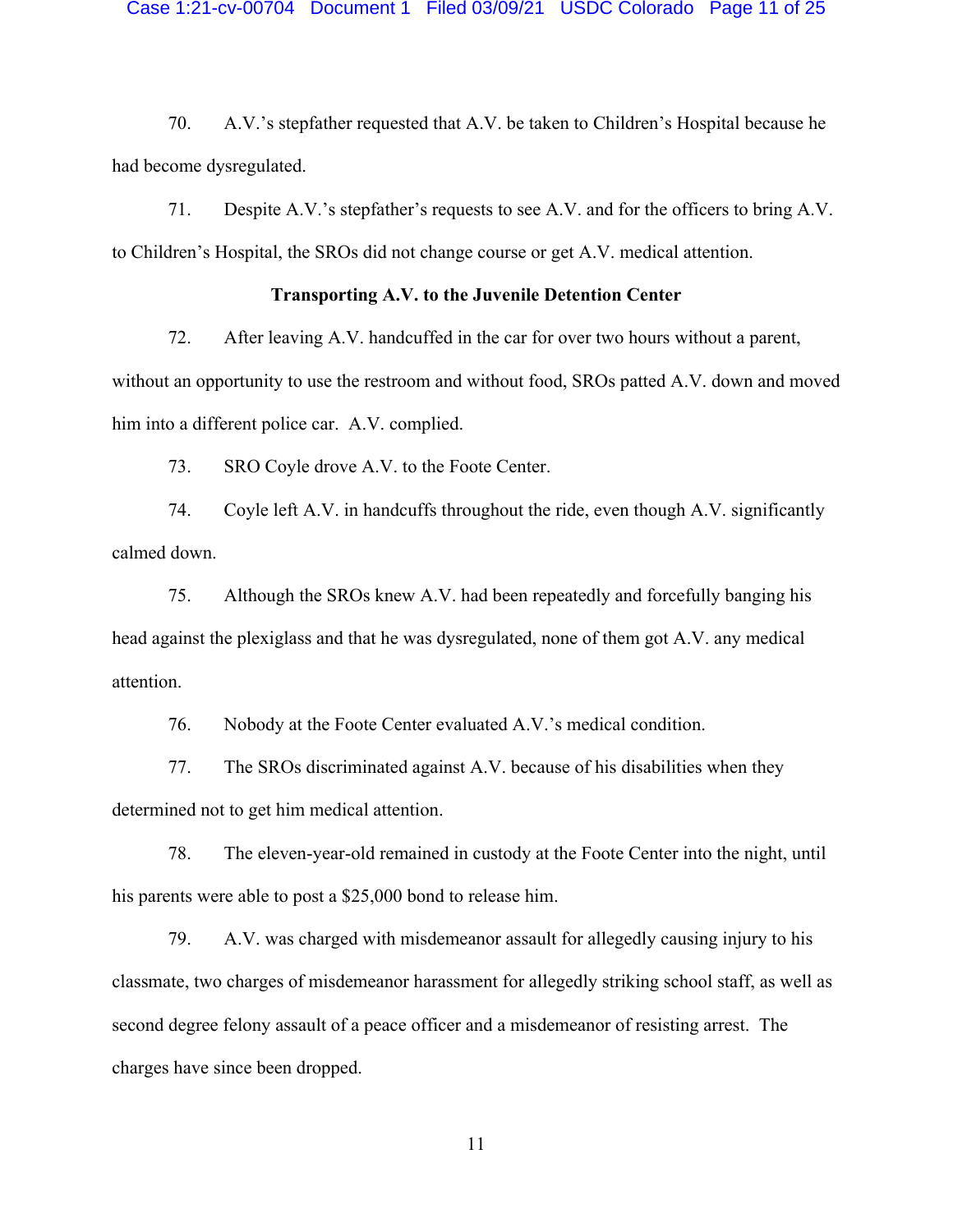70. A.V.'s stepfather requested that A.V. be taken to Children's Hospital because he had become dysregulated.

71. Despite A.V.'s stepfather's requests to see A.V. and for the officers to bring A.V. to Children's Hospital, the SROs did not change course or get A.V. medical attention.

**Transporting A.V. to the Juvenile Detention Center**

72. After leaving A.V. handcuffed in the car for over two hours without a parent, without an opportunity to use the restroom and without food, SROs patted A.V. down and moved him into a different police car. A.V. complied.

73. SRO Coyle drove A.V. to the Foote Center.

74. Coyle left A.V. in handcuffs throughout the ride, even though A.V. significantly calmed down.

75. Although the SROs knew A.V. had been repeatedly and forcefully banging his head against the plexiglass and that he was dysregulated, none of them got A.V. any medical attention.

76. Nobody at the Foote Center evaluated A.V.'s medical condition.

77. The SROs discriminated against A.V. because of his disabilities when they determined not to get him medical attention.

78. The eleven-year-old remained in custody at the Foote Center into the night, until his parents were able to post a $25,000 bond to release him.

79. A.V. was charged with misdemeanor assault for allegedly causing injury to his classmate, two charges of misdemeanor harassment for allegedly striking school staff, as well as second degree felony assault of a peace officer and a misdemeanor of resisting arrest. The charges have since been dropped.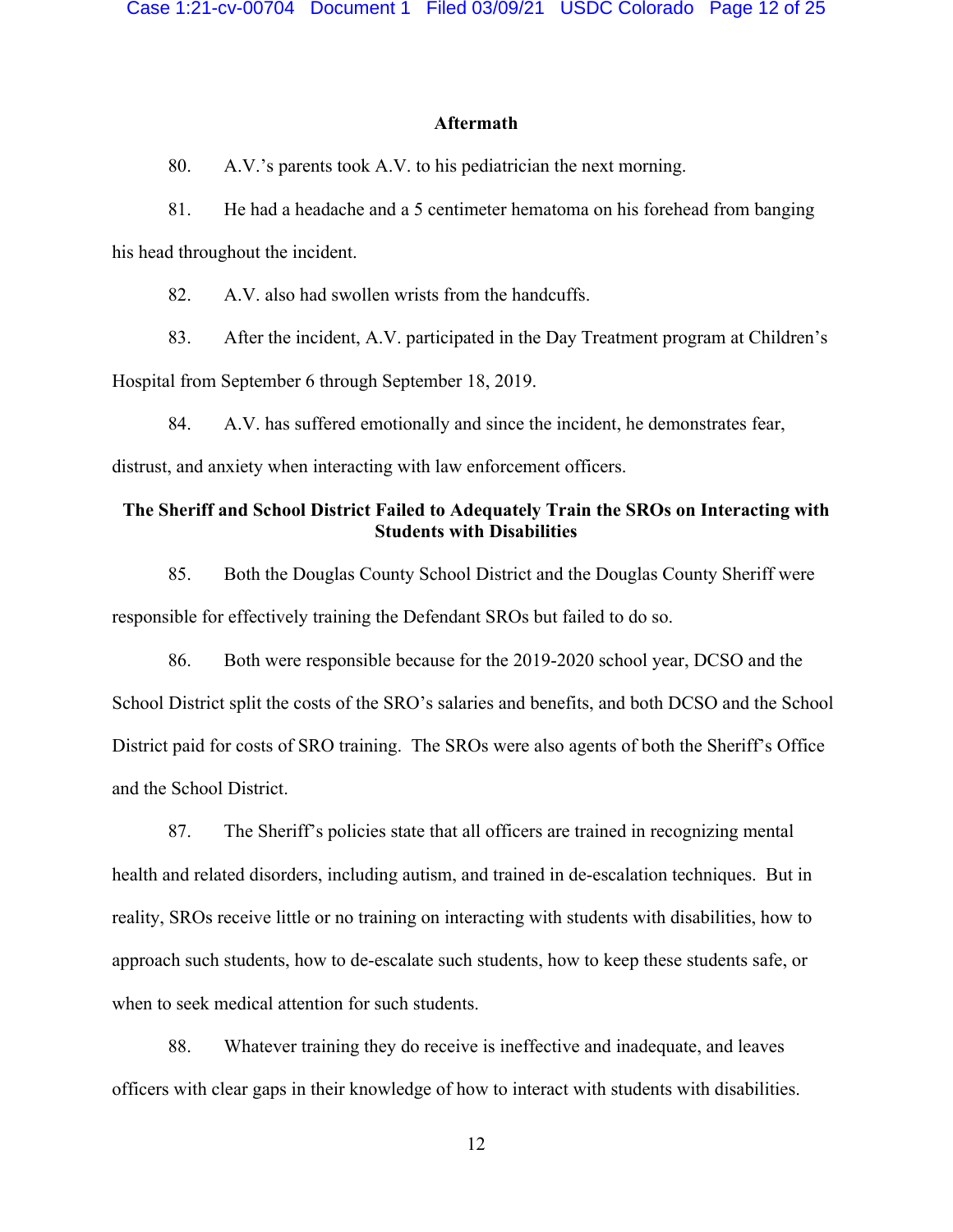**Aftermath**

80. A.V.'s parents took A.V. to his pediatrician the next morning.

81. He had a headache and a 5 centimeter hematoma on his forehead from banging his head throughout the incident.

82. A.V. also had swollen wrists from the handcuffs.

83. After the incident, A.V. participated in the Day Treatment program at Children's Hospital from September 6 through September 18, 2019.

84. A.V. has suffered emotionally and since the incident, he demonstrates fear, distrust, and anxiety when interacting with law enforcement officers.

**The Sheriff and School District Failed to Adequately Train the SROs on Interacting with Students with Disabilities**

85. Both the Douglas County School District and the Douglas County Sheriff were responsible for effectively training the Defendant SROs but failed to do so.

86. Both were responsible because for the 2019-2020 school year, DCSO and the School District split the costs of the SRO's salaries and benefits, and both DCSO and the School District paid for costs of SRO training. The SROs were also agents of both the Sheriff's Office and the School District.

87. The Sheriff's policies state that all officers are trained in recognizing mental health and related disorders, including autism, and trained in de-escalation techniques. But in reality, SROs receive little or no training on interacting with students with disabilities, how to approach such students, how to de-escalate such students, how to keep these students safe, or when to seek medical attention for such students.

88. Whatever training they do receive is ineffective and inadequate, and leaves officers with clear gaps in their knowledge of how to interact with students with disabilities.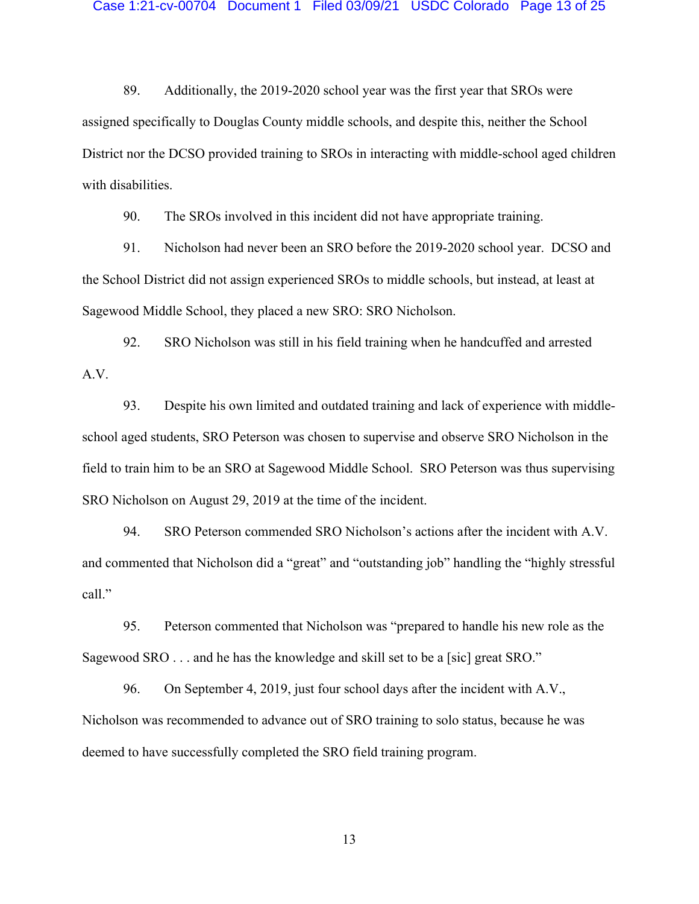89. Additionally, the 2019-2020 school year was the first year that SROs were assigned specifically to Douglas County middle schools, and despite this, neither the School District nor the DCSO provided training to SROs in interacting with middle-school aged children with disabilities.

90. The SROs involved in this incident did not have appropriate training.

91. Nicholson had never been an SRO before the 2019-2020 school year. DCSO and the School District did not assign experienced SROs to middle schools, but instead, at least at Sagewood Middle School, they placed a new SRO: SRO Nicholson.

92. SRO Nicholson was still in his field training when he handcuffed and arrested A.V.

93. Despite his own limited and outdated training and lack of experience with middle-school aged students, SRO Peterson was chosen to supervise and observe SRO Nicholson in the field to train him to be an SRO at Sagewood Middle School. SRO Peterson was thus supervising SRO Nicholson on August 29, 2019 at the time of the incident.

94. SRO Peterson commended SRO Nicholson's actions after the incident with A.V. and commented that Nicholson did a "great" and "outstanding job" handling the "highly stressful call."

95. Peterson commented that Nicholson was "prepared to handle his new role as the Sagewood SRO . . . and he has the knowledge and skill set to be a [sic] great SRO."

96. On September 4, 2019, just four school days after the incident with A.V., Nicholson was recommended to advance out of SRO training to solo status, because he was deemed to have successfully completed the SRO field training program.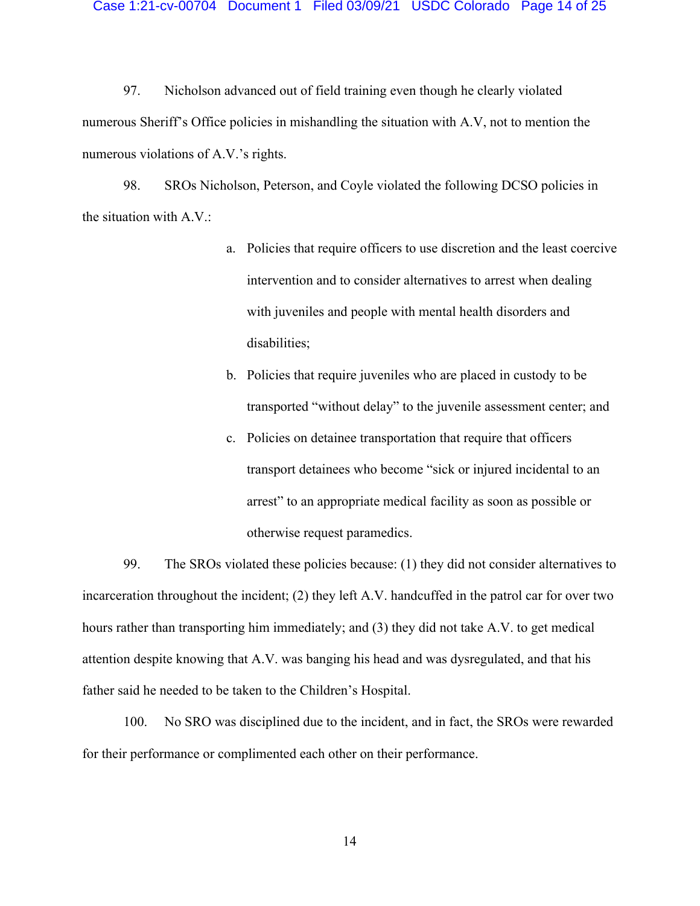97. Nicholson advanced out of field training even though he clearly violated numerous Sheriff's Office policies in mishandling the situation with A.V, not to mention the numerous violations of A.V.'s rights.

98. SROs Nicholson, Peterson, and Coyle violated the following DCSO policies in the situation with A.V.:

a. Policies that require officers to use discretion and the least coercive intervention and to consider alternatives to arrest when dealing with juveniles and people with mental health disorders and disabilities;

b. Policies that require juveniles who are placed in custody to be transported "without delay" to the juvenile assessment center; and

c. Policies on detainee transportation that require that officers transport detainees who become "sick or injured incidental to an arrest" to an appropriate medical facility as soon as possible or otherwise request paramedics.

99. The SROs violated these policies because: (1) they did not consider alternatives to incarceration throughout the incident; (2) they left A.V. handcuffed in the patrol car for over two hours rather than transporting him immediately; and (3) they did not take A.V. to get medical attention despite knowing that A.V. was banging his head and was dysregulated, and that his father said he needed to be taken to the Children's Hospital.

100. No SRO was disciplined due to the incident, and in fact, the SROs were rewarded for their performance or complimented each other on their performance.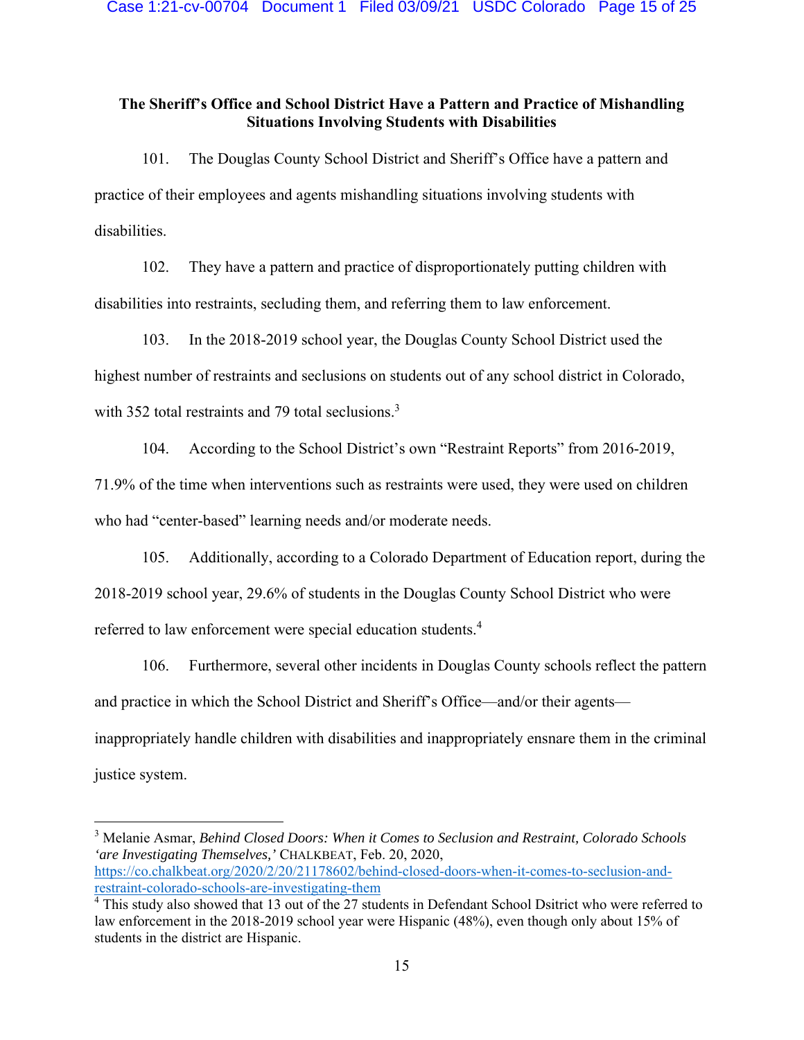**The Sheriff's Office and School District Have a Pattern and Practice of Mishandling Situations Involving Students with Disabilities**

101. The Douglas County School District and Sheriff's Office have a pattern and practice of their employees and agents mishandling situations involving students with disabilities.

102. They have a pattern and practice of disproportionately putting children with disabilities into restraints, secluding them, and referring them to law enforcement.

103. In the 2018-2019 school year, the Douglas County School District used the highest number of restraints and seclusions on students out of any school district in Colorado, with 352 total restraints and 79 total seclusions.[3]

104. According to the School District's own "Restraint Reports" from 2016-2019, 71.9% of the time when interventions such as restraints were used, they were used on children who had "center-based" learning needs and/or moderate needs.

105. Additionally, according to a Colorado Department of Education report, during the 2018-2019 school year, 29.6% of students in the Douglas County School District who were referred to law enforcement were special education students.[4]

106. Furthermore, several other incidents in Douglas County schools reflect the pattern and practice in which the School District and Sheriff's Office—and/or their agents—inappropriately handle children with disabilities and inappropriately ensnare them in the criminal justice system.

---

[3] Melanie Asmar, *Behind Closed Doors: When it Comes to Seclusion and Restraint, Colorado Schools 'are Investigating Themselves,'* CHALKBEAT, Feb. 20, 2020, https://co.chalkbeat.org/2020/2/20/21178602/behind-closed-doors-when-it-comes-to-seclusion-and-restraint-colorado-schools-are-investigating-them

[4] This study also showed that 13 out of the 27 students in Defendant School Dsitrict who were referred to law enforcement in the 2018-2019 school year were Hispanic (48%), even though only about 15% of students in the district are Hispanic.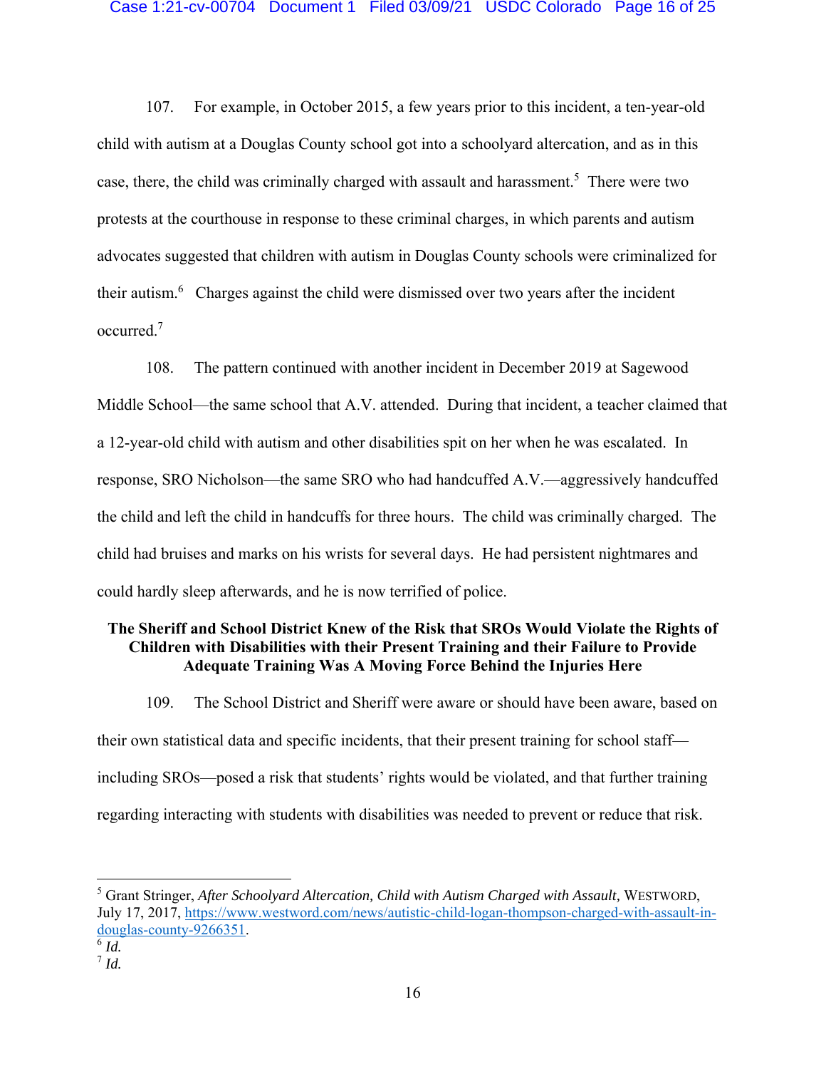107. For example, in October 2015, a few years prior to this incident, a ten-year-old child with autism at a Douglas County school got into a schoolyard altercation, and as in this case, there, the child was criminally charged with assault and harassment.[5] There were two protests at the courthouse in response to these criminal charges, in which parents and autism advocates suggested that children with autism in Douglas County schools were criminalized for their autism.[6] Charges against the child were dismissed over two years after the incident occurred.[7]

108. The pattern continued with another incident in December 2019 at Sagewood Middle School—the same school that A.V. attended. During that incident, a teacher claimed that a 12-year-old child with autism and other disabilities spit on her when he was escalated. In response, SRO Nicholson—the same SRO who had handcuffed A.V.—aggressively handcuffed the child and left the child in handcuffs for three hours. The child was criminally charged. The child had bruises and marks on his wrists for several days. He had persistent nightmares and could hardly sleep afterwards, and he is now terrified of police.

**The Sheriff and School District Knew of the Risk that SROs Would Violate the Rights of Children with Disabilities with their Present Training and their Failure to Provide Adequate Training Was A Moving Force Behind the Injuries Here**

109. The School District and Sheriff were aware or should have been aware, based on their own statistical data and specific incidents, that their present training for school staff—including SROs—posed a risk that students' rights would be violated, and that further training regarding interacting with students with disabilities was needed to prevent or reduce that risk.

---

[5] Grant Stringer, *After Schoolyard Altercation, Child with Autism Charged with Assault*, WESTWORD, July 17, 2017, https://www.westword.com/news/autistic-child-logan-thompson-charged-with-assault-in-douglas-county-9266351.

[6] *Id.*

[7] *Id.*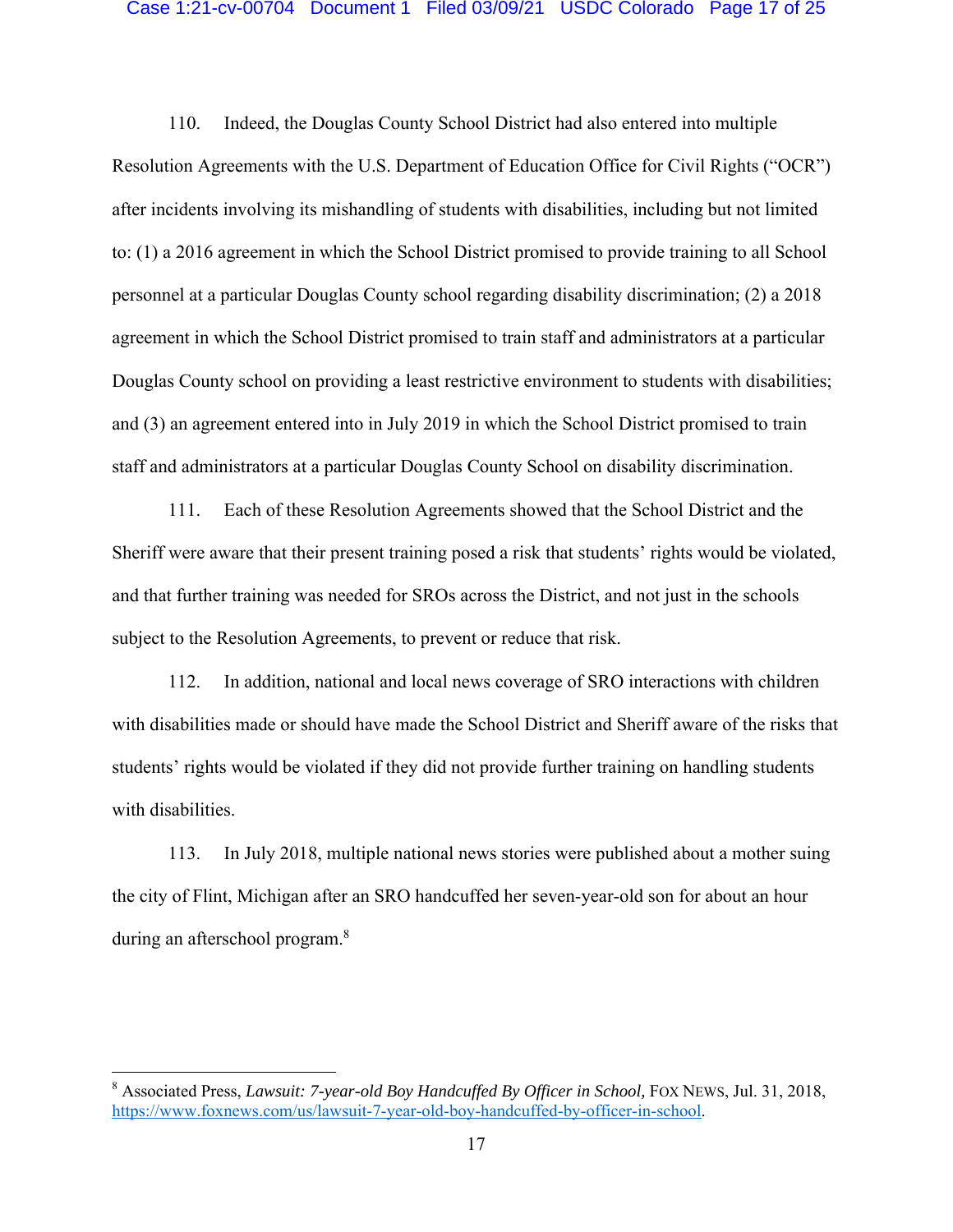110. Indeed, the Douglas County School District had also entered into multiple Resolution Agreements with the U.S. Department of Education Office for Civil Rights ("OCR") after incidents involving its mishandling of students with disabilities, including but not limited to: (1) a 2016 agreement in which the School District promised to provide training to all School personnel at a particular Douglas County school regarding disability discrimination; (2) a 2018 agreement in which the School District promised to train staff and administrators at a particular Douglas County school on providing a least restrictive environment to students with disabilities; and (3) an agreement entered into in July 2019 in which the School District promised to train staff and administrators at a particular Douglas County School on disability discrimination.

111. Each of these Resolution Agreements showed that the School District and the Sheriff were aware that their present training posed a risk that students' rights would be violated, and that further training was needed for SROs across the District, and not just in the schools subject to the Resolution Agreements, to prevent or reduce that risk.

112. In addition, national and local news coverage of SRO interactions with children with disabilities made or should have made the School District and Sheriff aware of the risks that students' rights would be violated if they did not provide further training on handling students with disabilities.

113. In July 2018, multiple national news stories were published about a mother suing the city of Flint, Michigan after an SRO handcuffed her seven-year-old son for about an hour during an afterschool program.[8]

---

[8] Associated Press, *Lawsuit: 7-year-old Boy Handcuffed By Officer in School,* FOX NEWS, Jul. 31, 2018, https://www.foxnews.com/us/lawsuit-7-year-old-boy-handcuffed-by-officer-in-school.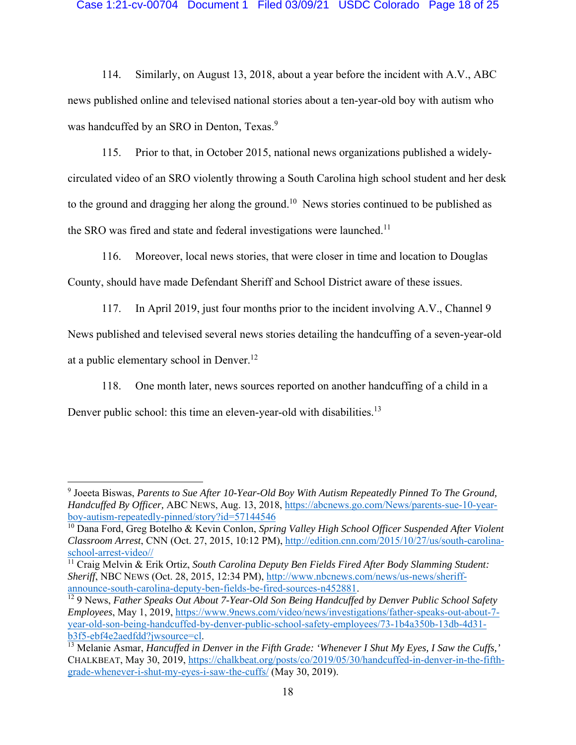114. Similarly, on August 13, 2018, about a year before the incident with A.V., ABC news published online and televised national stories about a ten-year-old boy with autism who was handcuffed by an SRO in Denton, Texas.[9]

115. Prior to that, in October 2015, national news organizations published a widely-circulated video of an SRO violently throwing a South Carolina high school student and her desk to the ground and dragging her along the ground.[10] News stories continued to be published as the SRO was fired and state and federal investigations were launched.[11]

116. Moreover, local news stories, that were closer in time and location to Douglas County, should have made Defendant Sheriff and School District aware of these issues.

117. In April 2019, just four months prior to the incident involving A.V., Channel 9 News published and televised several news stories detailing the handcuffing of a seven-year-old at a public elementary school in Denver.[12]

118. One month later, news sources reported on another handcuffing of a child in a Denver public school: this time an eleven-year-old with disabilities.[13]

---

[9] Joeeta Biswas, *Parents to Sue After 10-Year-Old Boy With Autism Repeatedly Pinned To The Ground, Handcuffed By Officer,* ABC NEWS, Aug. 13, 2018, https://abcnews.go.com/News/parents-sue-10-year-boy-autism-repeatedly-pinned/story?id=57144546

[10] Dana Ford, Greg Botelho & Kevin Conlon, *Spring Valley High School Officer Suspended After Violent Classroom Arrest*, CNN (Oct. 27, 2015, 10:12 PM), http://edition.cnn.com/2015/10/27/us/south-carolina-school-arrest-video//

[11] Craig Melvin & Erik Ortiz, *South Carolina Deputy Ben Fields Fired After Body Slamming Student: Sheriff*, NBC NEWS (Oct. 28, 2015, 12:34 PM), http://www.nbcnews.com/news/us-news/sheriff-announce-south-carolina-deputy-ben-fields-be-fired-sources-n452881.

[12] 9 News, *Father Speaks Out About 7-Year-Old Son Being Handcuffed by Denver Public School Safety Employees*, May 1, 2019, https://www.9news.com/video/news/investigations/father-speaks-out-about-7-year-old-son-being-handcuffed-by-denver-public-school-safety-employees/73-1b4a350b-13db-4d31-b3f5-ebf4e2aedfdd?jwsource=cl.

[13] Melanie Asmar, *Hancuffed in Denver in the Fifth Grade: 'Whenever I Shut My Eyes, I Saw the Cuffs,'* CHALKBEAT, May 30, 2019, https://chalkbeat.org/posts/co/2019/05/30/handcuffed-in-denver-in-the-fifth-grade-whenever-i-shut-my-eyes-i-saw-the-cuffs/ (May 30, 2019).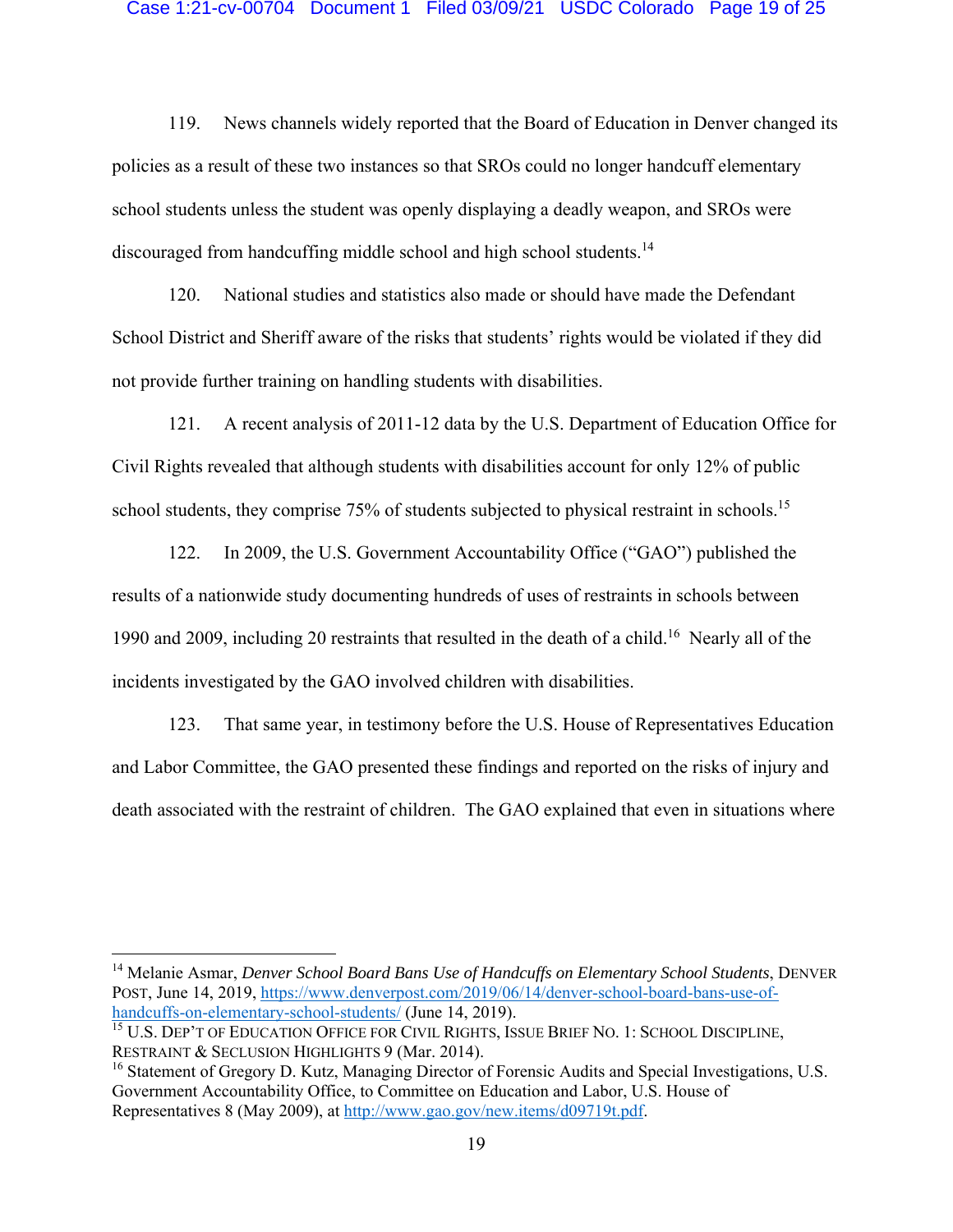119. News channels widely reported that the Board of Education in Denver changed its policies as a result of these two instances so that SROs could no longer handcuff elementary school students unless the student was openly displaying a deadly weapon, and SROs were discouraged from handcuffing middle school and high school students.[14]

120. National studies and statistics also made or should have made the Defendant School District and Sheriff aware of the risks that students' rights would be violated if they did not provide further training on handling students with disabilities.

121. A recent analysis of 2011-12 data by the U.S. Department of Education Office for Civil Rights revealed that although students with disabilities account for only 12% of public school students, they comprise 75% of students subjected to physical restraint in schools.[15]

122. In 2009, the U.S. Government Accountability Office ("GAO") published the results of a nationwide study documenting hundreds of uses of restraints in schools between 1990 and 2009, including 20 restraints that resulted in the death of a child.[16] Nearly all of the incidents investigated by the GAO involved children with disabilities.

123. That same year, in testimony before the U.S. House of Representatives Education and Labor Committee, the GAO presented these findings and reported on the risks of injury and death associated with the restraint of children. The GAO explained that even in situations where

---

[14] Melanie Asmar, *Denver School Board Bans Use of Handcuffs on Elementary School Students*, DENVER POST, June 14, 2019, https://www.denverpost.com/2019/06/14/denver-school-board-bans-use-of-handcuffs-on-elementary-school-students/ (June 14, 2019).

[15] U.S. DEP'T OF EDUCATION OFFICE FOR CIVIL RIGHTS, ISSUE BRIEF NO. 1: SCHOOL DISCIPLINE, RESTRAINT & SECLUSION HIGHLIGHTS 9 (Mar. 2014).

[16] Statement of Gregory D. Kutz, Managing Director of Forensic Audits and Special Investigations, U.S. Government Accountability Office, to Committee on Education and Labor, U.S. House of Representatives 8 (May 2009), at http://www.gao.gov/new.items/d09719t.pdf.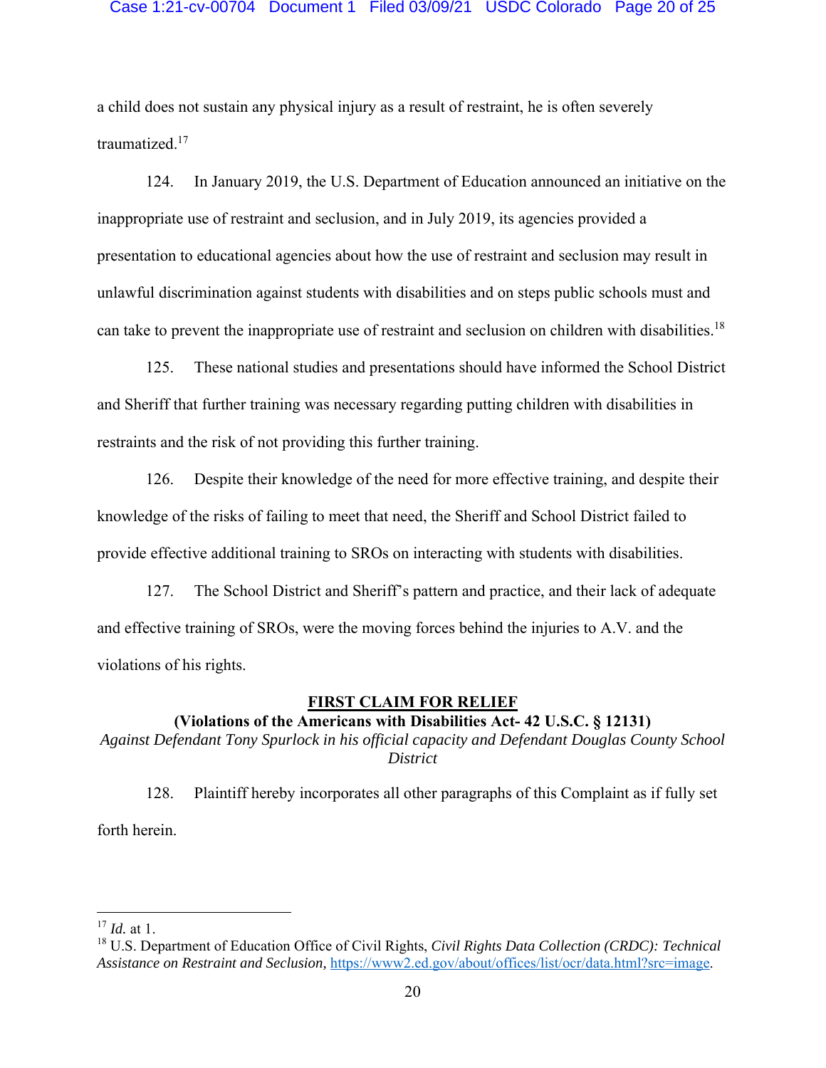a child does not sustain any physical injury as a result of restraint, he is often severely traumatized.[17]

124. In January 2019, the U.S. Department of Education announced an initiative on the inappropriate use of restraint and seclusion, and in July 2019, its agencies provided a presentation to educational agencies about how the use of restraint and seclusion may result in unlawful discrimination against students with disabilities and on steps public schools must and can take to prevent the inappropriate use of restraint and seclusion on children with disabilities.[18]

125. These national studies and presentations should have informed the School District and Sheriff that further training was necessary regarding putting children with disabilities in restraints and the risk of not providing this further training.

126. Despite their knowledge of the need for more effective training, and despite their knowledge of the risks of failing to meet that need, the Sheriff and School District failed to provide effective additional training to SROs on interacting with students with disabilities.

127. The School District and Sheriff's pattern and practice, and their lack of adequate and effective training of SROs, were the moving forces behind the injuries to A.V. and the violations of his rights.

## FIRST CLAIM FOR RELIEF

**(Violations of the Americans with Disabilities Act- 42 U.S.C. § 12131)**

*Against Defendant Tony Spurlock in his official capacity and Defendant Douglas County School District*

128. Plaintiff hereby incorporates all other paragraphs of this Complaint as if fully set forth herein.

---

[17] *Id.* at 1.

[18] U.S. Department of Education Office of Civil Rights, *Civil Rights Data Collection (CRDC): Technical Assistance on Restraint and Seclusion*, https://www2.ed.gov/about/offices/list/ocr/data.html?src=image.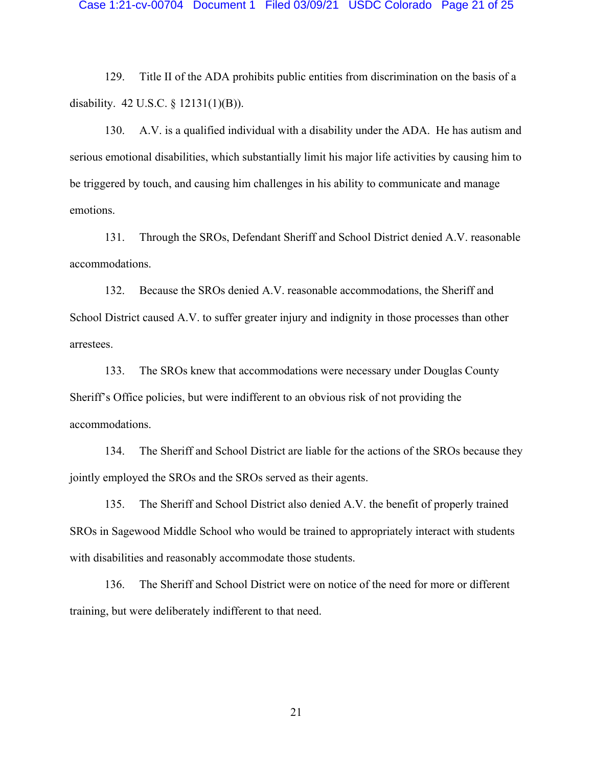129. Title II of the ADA prohibits public entities from discrimination on the basis of a disability. 42 U.S.C. § 12131(1)(B)).

130. A.V. is a qualified individual with a disability under the ADA. He has autism and serious emotional disabilities, which substantially limit his major life activities by causing him to be triggered by touch, and causing him challenges in his ability to communicate and manage emotions.

131. Through the SROs, Defendant Sheriff and School District denied A.V. reasonable accommodations.

132. Because the SROs denied A.V. reasonable accommodations, the Sheriff and School District caused A.V. to suffer greater injury and indignity in those processes than other arrestees.

133. The SROs knew that accommodations were necessary under Douglas County Sheriff's Office policies, but were indifferent to an obvious risk of not providing the accommodations.

134. The Sheriff and School District are liable for the actions of the SROs because they jointly employed the SROs and the SROs served as their agents.

135. The Sheriff and School District also denied A.V. the benefit of properly trained SROs in Sagewood Middle School who would be trained to appropriately interact with students with disabilities and reasonably accommodate those students.

136. The Sheriff and School District were on notice of the need for more or different training, but were deliberately indifferent to that need.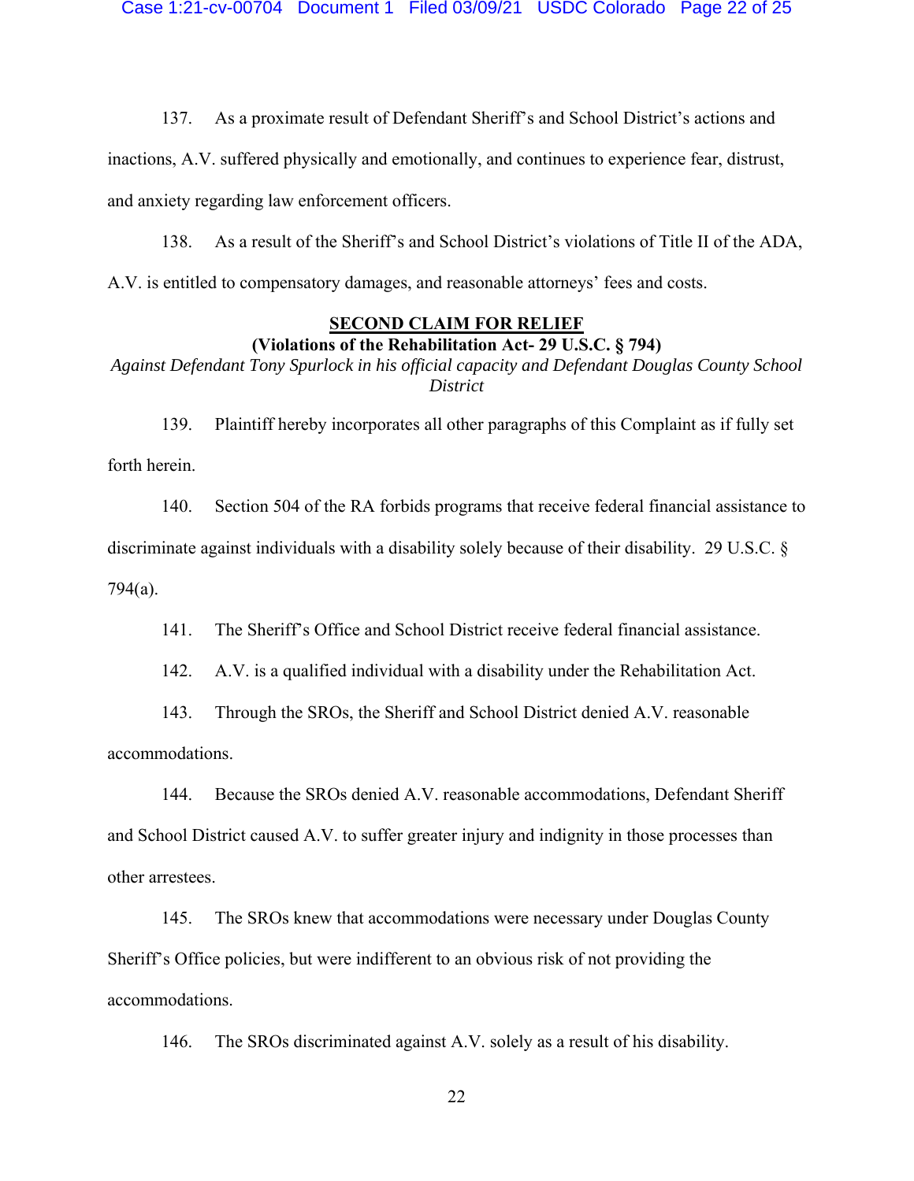137. As a proximate result of Defendant Sheriff's and School District's actions and inactions, A.V. suffered physically and emotionally, and continues to experience fear, distrust, and anxiety regarding law enforcement officers.

138. As a result of the Sheriff's and School District's violations of Title II of the ADA, A.V. is entitled to compensatory damages, and reasonable attorneys' fees and costs.

## SECOND CLAIM FOR RELIEF

**(Violations of the Rehabilitation Act- 29 U.S.C. § 794)**

*Against Defendant Tony Spurlock in his official capacity and Defendant Douglas County School District*

139. Plaintiff hereby incorporates all other paragraphs of this Complaint as if fully set forth herein.

140. Section 504 of the RA forbids programs that receive federal financial assistance to discriminate against individuals with a disability solely because of their disability. 29 U.S.C. § 794(a).

141. The Sheriff's Office and School District receive federal financial assistance.

142. A.V. is a qualified individual with a disability under the Rehabilitation Act.

143. Through the SROs, the Sheriff and School District denied A.V. reasonable accommodations.

144. Because the SROs denied A.V. reasonable accommodations, Defendant Sheriff and School District caused A.V. to suffer greater injury and indignity in those processes than other arrestees.

145. The SROs knew that accommodations were necessary under Douglas County Sheriff's Office policies, but were indifferent to an obvious risk of not providing the accommodations.

146. The SROs discriminated against A.V. solely as a result of his disability.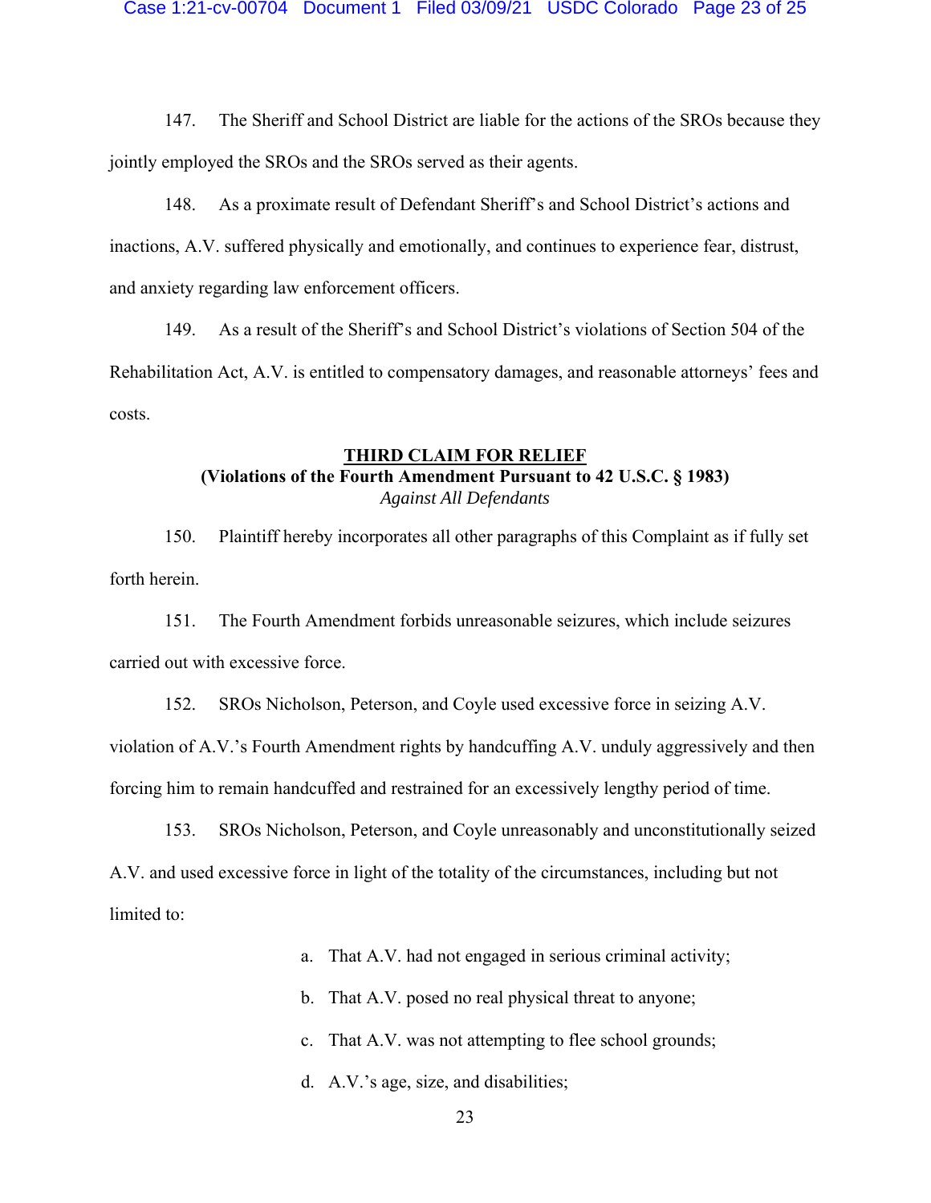147. The Sheriff and School District are liable for the actions of the SROs because they jointly employed the SROs and the SROs served as their agents.

148. As a proximate result of Defendant Sheriff's and School District's actions and inactions, A.V. suffered physically and emotionally, and continues to experience fear, distrust, and anxiety regarding law enforcement officers.

149. As a result of the Sheriff's and School District's violations of Section 504 of the Rehabilitation Act, A.V. is entitled to compensatory damages, and reasonable attorneys' fees and costs.

**<u>THIRD CLAIM FOR RELIEF</u>**
**(Violations of the Fourth Amendment Pursuant to 42 U.S.C. § 1983)**
*Against All Defendants*

150. Plaintiff hereby incorporates all other paragraphs of this Complaint as if fully set forth herein.

151. The Fourth Amendment forbids unreasonable seizures, which include seizures carried out with excessive force.

152. SROs Nicholson, Peterson, and Coyle used excessive force in seizing A.V. violation of A.V.'s Fourth Amendment rights by handcuffing A.V. unduly aggressively and then forcing him to remain handcuffed and restrained for an excessively lengthy period of time.

153. SROs Nicholson, Peterson, and Coyle unreasonably and unconstitutionally seized A.V. and used excessive force in light of the totality of the circumstances, including but not limited to:

a. That A.V. had not engaged in serious criminal activity;

b. That A.V. posed no real physical threat to anyone;

c. That A.V. was not attempting to flee school grounds;

d. A.V.'s age, size, and disabilities;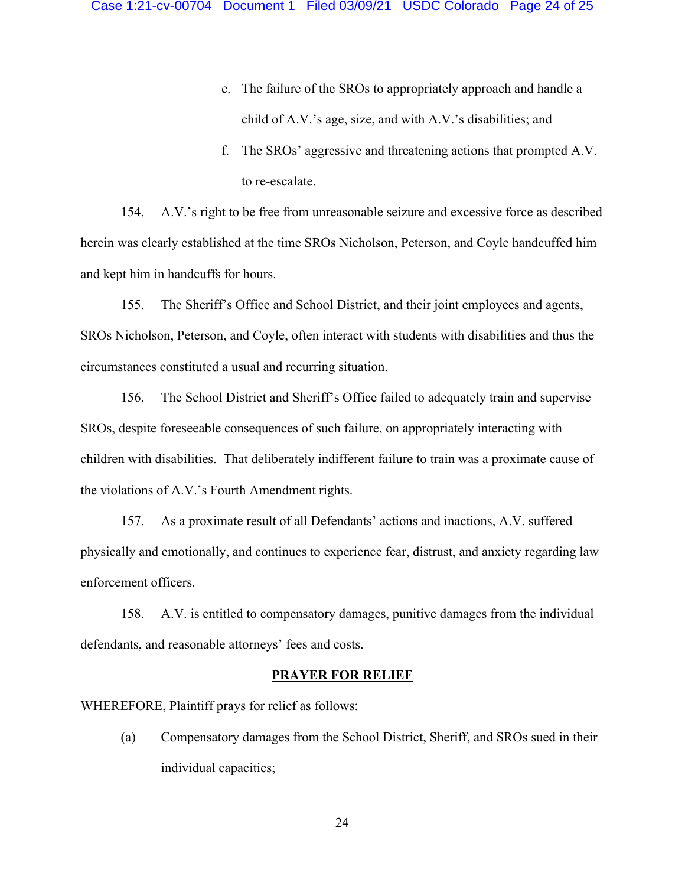e. The failure of the SROs to appropriately approach and handle a child of A.V.'s age, size, and with A.V.'s disabilities; and

f. The SROs' aggressive and threatening actions that prompted A.V. to re-escalate.

154. A.V.'s right to be free from unreasonable seizure and excessive force as described herein was clearly established at the time SROs Nicholson, Peterson, and Coyle handcuffed him and kept him in handcuffs for hours.

155. The Sheriff's Office and School District, and their joint employees and agents, SROs Nicholson, Peterson, and Coyle, often interact with students with disabilities and thus the circumstances constituted a usual and recurring situation.

156. The School District and Sheriff's Office failed to adequately train and supervise SROs, despite foreseeable consequences of such failure, on appropriately interacting with children with disabilities. That deliberately indifferent failure to train was a proximate cause of the violations of A.V.'s Fourth Amendment rights.

157. As a proximate result of all Defendants' actions and inactions, A.V. suffered physically and emotionally, and continues to experience fear, distrust, and anxiety regarding law enforcement officers.

158. A.V. is entitled to compensatory damages, punitive damages from the individual defendants, and reasonable attorneys' fees and costs.

## PRAYER FOR RELIEF

WHEREFORE, Plaintiff prays for relief as follows:

(a) Compensatory damages from the School District, Sheriff, and SROs sued in their individual capacities;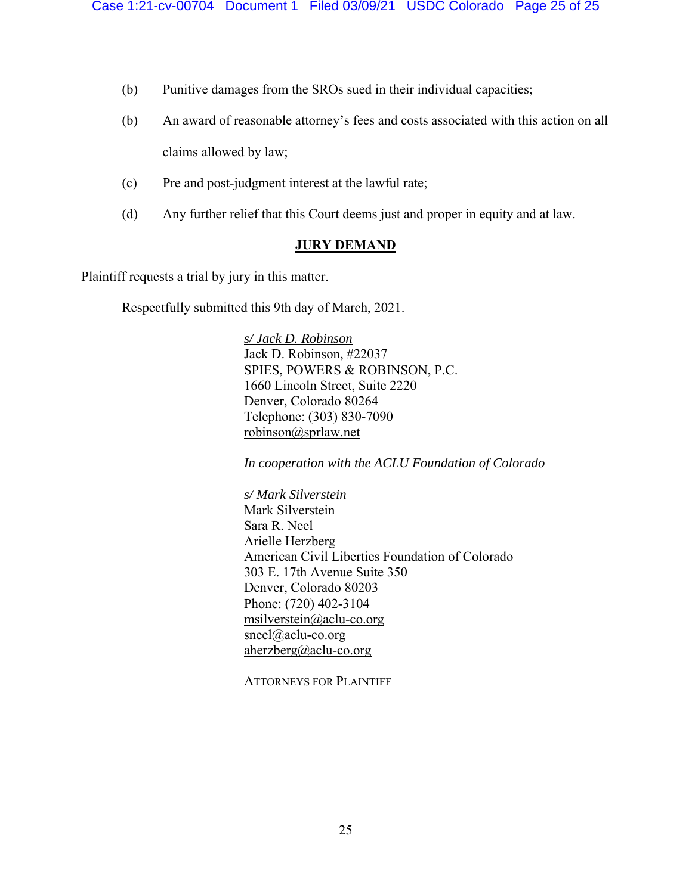(b) Punitive damages from the SROs sued in their individual capacities;

(b) An award of reasonable attorney's fees and costs associated with this action on all claims allowed by law;

(c) Pre and post-judgment interest at the lawful rate;

(d) Any further relief that this Court deems just and proper in equity and at law.

## JURY DEMAND

Plaintiff requests a trial by jury in this matter.

Respectfully submitted this 9th day of March, 2021.

*s/ Jack D. Robinson*
Jack D. Robinson, #22037
SPIES, POWERS & ROBINSON, P.C.
1660 Lincoln Street, Suite 2220
Denver, Colorado 80264
Telephone: (303) 830-7090
robinson@sprlaw.net

*In cooperation with the ACLU Foundation of Colorado*

*s/ Mark Silverstein*
Mark Silverstein
Sara R. Neel
Arielle Herzberg
American Civil Liberties Foundation of Colorado
303 E. 17th Avenue Suite 350
Denver, Colorado 80203
Phone: (720) 402-3104
msilverstein@aclu-co.org
sneel@aclu-co.org
aherzberg@aclu-co.org

ATTORNEYS FOR PLAINTIFF